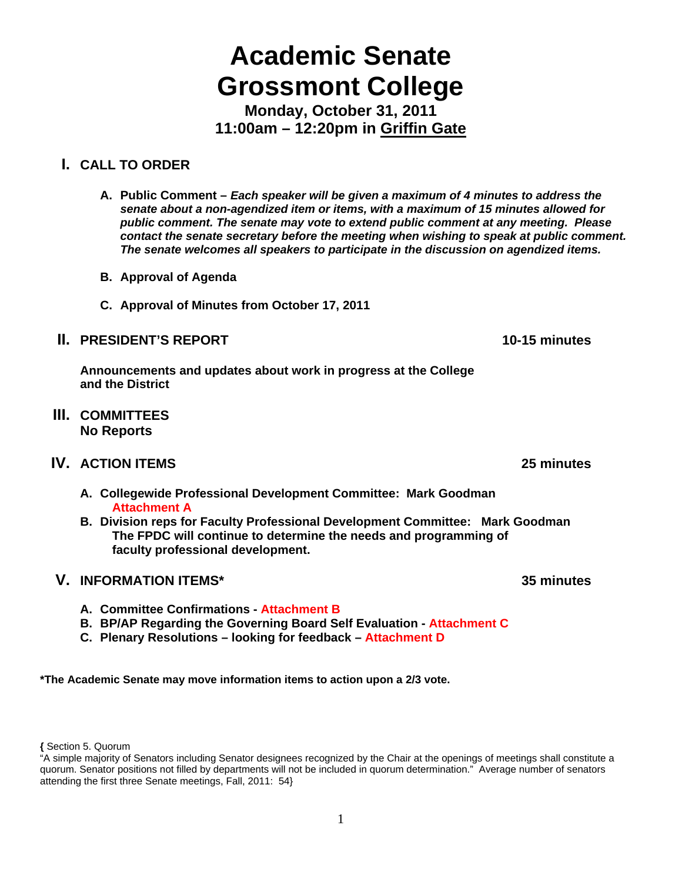# Academic Senate
# Grossmont College

**Monday, October 31, 2011**
**11:00am – 12:20pm in Griffin Gate**

## I. CALL TO ORDER

**A. Public Comment –** ***Each speaker will be given a maximum of 4 minutes to address the senate about a non-agendized item or items, with a maximum of 15 minutes allowed for public comment. The senate may vote to extend public comment at any meeting. Please contact the senate secretary before the meeting when wishing to speak at public comment. The senate welcomes all speakers to participate in the discussion on agendized items.***

**B. Approval of Agenda**

**C. Approval of Minutes from October 17, 2011**

## II. PRESIDENT'S REPORT — 10-15 minutes

**Announcements and updates about work in progress at the College and the District**

## III. COMMITTEES

**No Reports**

## IV. ACTION ITEMS — 25 minutes

**A. Collegewide Professional Development Committee: Mark Goodman**
**Attachment A**

**B. Division reps for Faculty Professional Development Committee: Mark Goodman**
**The FPDC will continue to determine the needs and programming of faculty professional development.**

## V. INFORMATION ITEMS* — 35 minutes

**A. Committee Confirmations - Attachment B**
**B. BP/AP Regarding the Governing Board Self Evaluation - Attachment C**
**C. Plenary Resolutions – looking for feedback – Attachment D**

**\*The Academic Senate may move information items to action upon a 2/3 vote.**

**{** Section 5. Quorum
"A simple majority of Senators including Senator designees recognized by the Chair at the openings of meetings shall constitute a quorum. Senator positions not filled by departments will not be included in quorum determination." Average number of senators attending the first three Senate meetings, Fall, 2011: 54}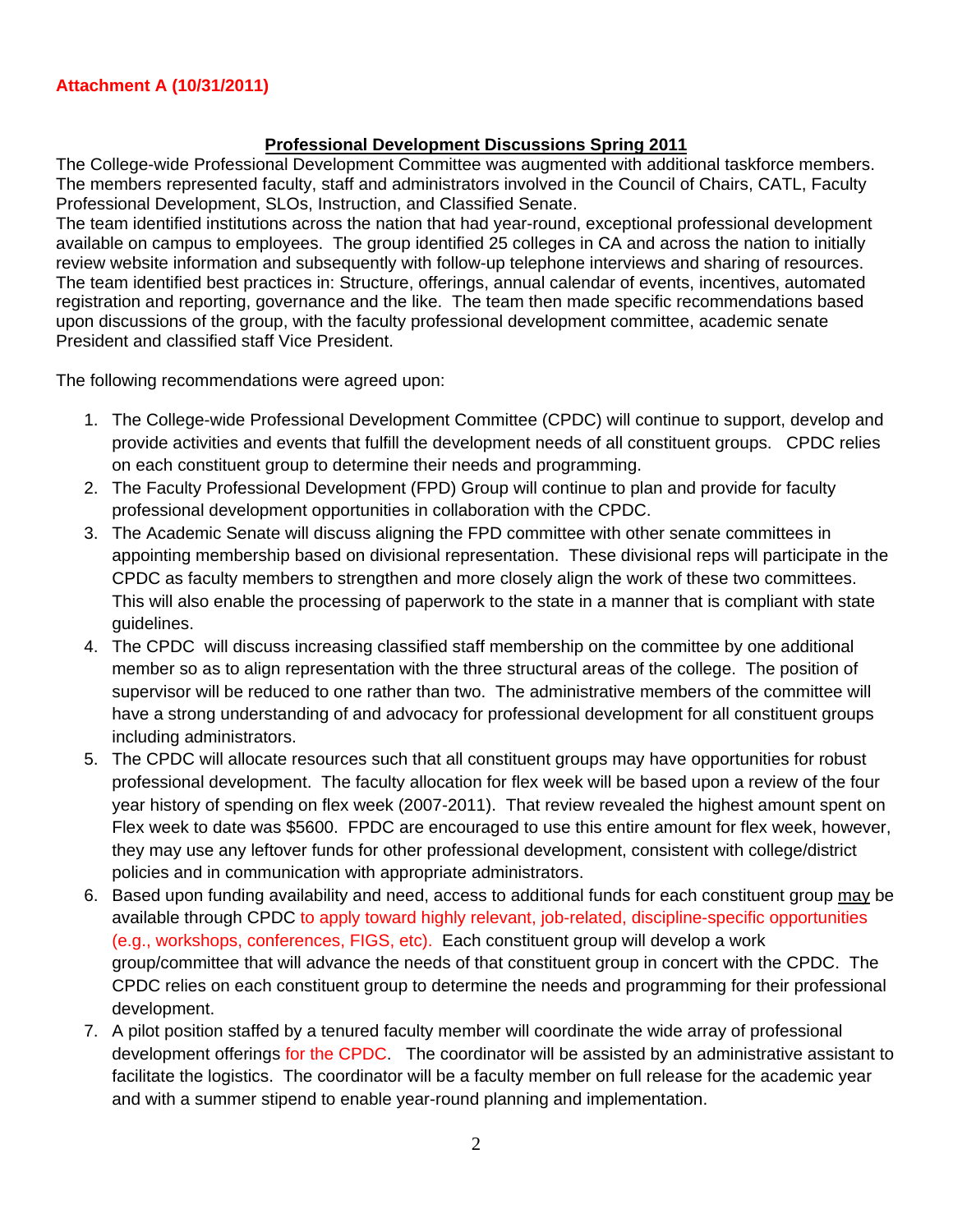**Attachment A (10/31/2011)**

## Professional Development Discussions Spring 2011

The College-wide Professional Development Committee was augmented with additional taskforce members. The members represented faculty, staff and administrators involved in the Council of Chairs, CATL, Faculty Professional Development, SLOs, Instruction, and Classified Senate.

The team identified institutions across the nation that had year-round, exceptional professional development available on campus to employees. The group identified 25 colleges in CA and across the nation to initially review website information and subsequently with follow-up telephone interviews and sharing of resources. The team identified best practices in: Structure, offerings, annual calendar of events, incentives, automated registration and reporting, governance and the like. The team then made specific recommendations based upon discussions of the group, with the faculty professional development committee, academic senate President and classified staff Vice President.

The following recommendations were agreed upon:

1. The College-wide Professional Development Committee (CPDC) will continue to support, develop and provide activities and events that fulfill the development needs of all constituent groups. CPDC relies on each constituent group to determine their needs and programming.
2. The Faculty Professional Development (FPD) Group will continue to plan and provide for faculty professional development opportunities in collaboration with the CPDC.
3. The Academic Senate will discuss aligning the FPD committee with other senate committees in appointing membership based on divisional representation. These divisional reps will participate in the CPDC as faculty members to strengthen and more closely align the work of these two committees. This will also enable the processing of paperwork to the state in a manner that is compliant with state guidelines.
4. The CPDC will discuss increasing classified staff membership on the committee by one additional member so as to align representation with the three structural areas of the college. The position of supervisor will be reduced to one rather than two. The administrative members of the committee will have a strong understanding of and advocacy for professional development for all constituent groups including administrators.
5. The CPDC will allocate resources such that all constituent groups may have opportunities for robust professional development. The faculty allocation for flex week will be based upon a review of the four year history of spending on flex week (2007-2011). That review revealed the highest amount spent on Flex week to date was $5600. FPDC are encouraged to use this entire amount for flex week, however, they may use any leftover funds for other professional development, consistent with college/district policies and in communication with appropriate administrators.
6. Based upon funding availability and need, access to additional funds for each constituent group <u>may</u> be available through CPDC to apply toward highly relevant, job-related, discipline-specific opportunities (e.g., workshops, conferences, FIGS, etc). Each constituent group will develop a work group/committee that will advance the needs of that constituent group in concert with the CPDC. The CPDC relies on each constituent group to determine the needs and programming for their professional development.
7. A pilot position staffed by a tenured faculty member will coordinate the wide array of professional development offerings for the CPDC. The coordinator will be assisted by an administrative assistant to facilitate the logistics. The coordinator will be a faculty member on full release for the academic year and with a summer stipend to enable year-round planning and implementation.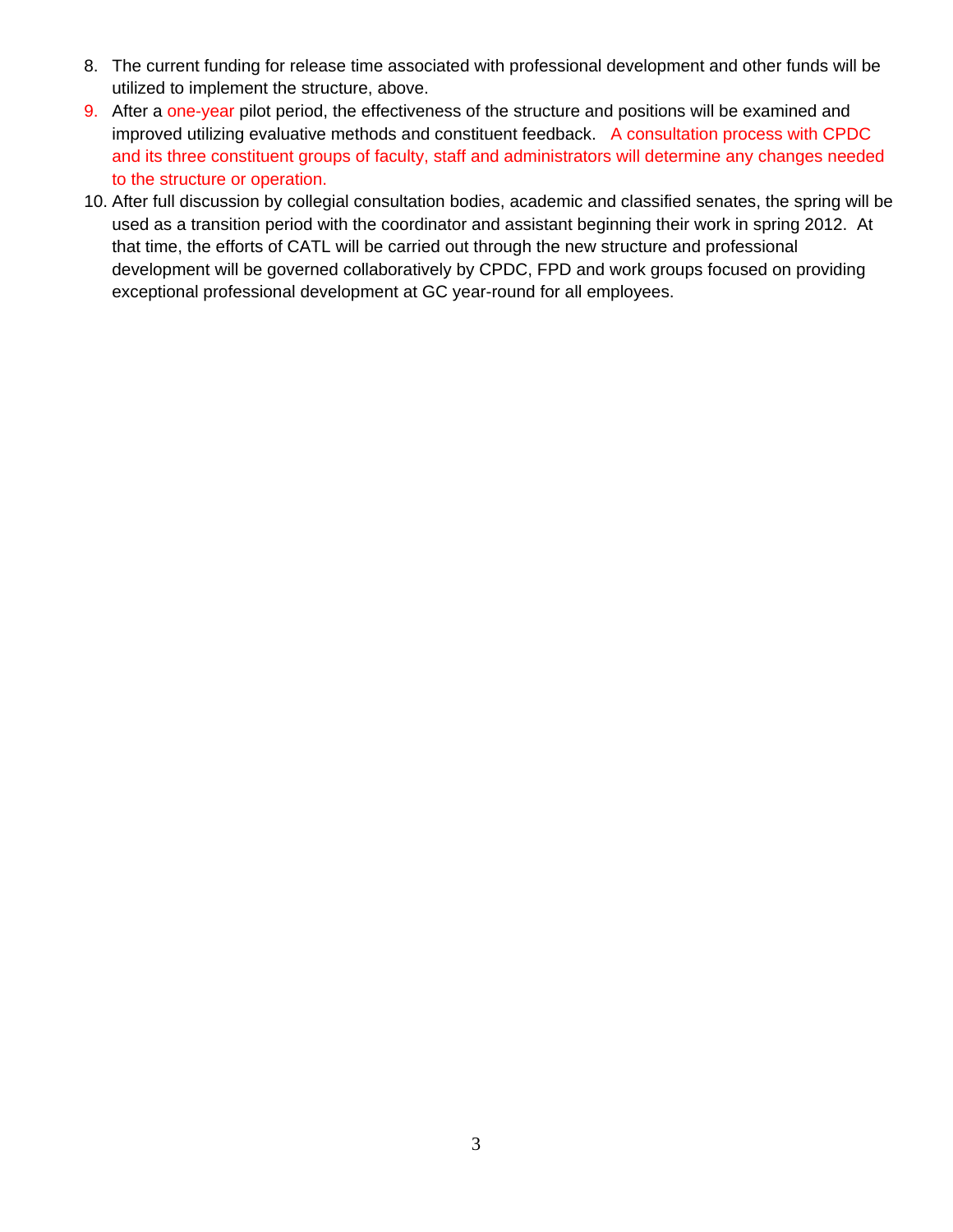8. The current funding for release time associated with professional development and other funds will be utilized to implement the structure, above.
9. After a one-year pilot period, the effectiveness of the structure and positions will be examined and improved utilizing evaluative methods and constituent feedback. A consultation process with CPDC and its three constituent groups of faculty, staff and administrators will determine any changes needed to the structure or operation.
10. After full discussion by collegial consultation bodies, academic and classified senates, the spring will be used as a transition period with the coordinator and assistant beginning their work in spring 2012. At that time, the efforts of CATL will be carried out through the new structure and professional development will be governed collaboratively by CPDC, FPD and work groups focused on providing exceptional professional development at GC year-round for all employees.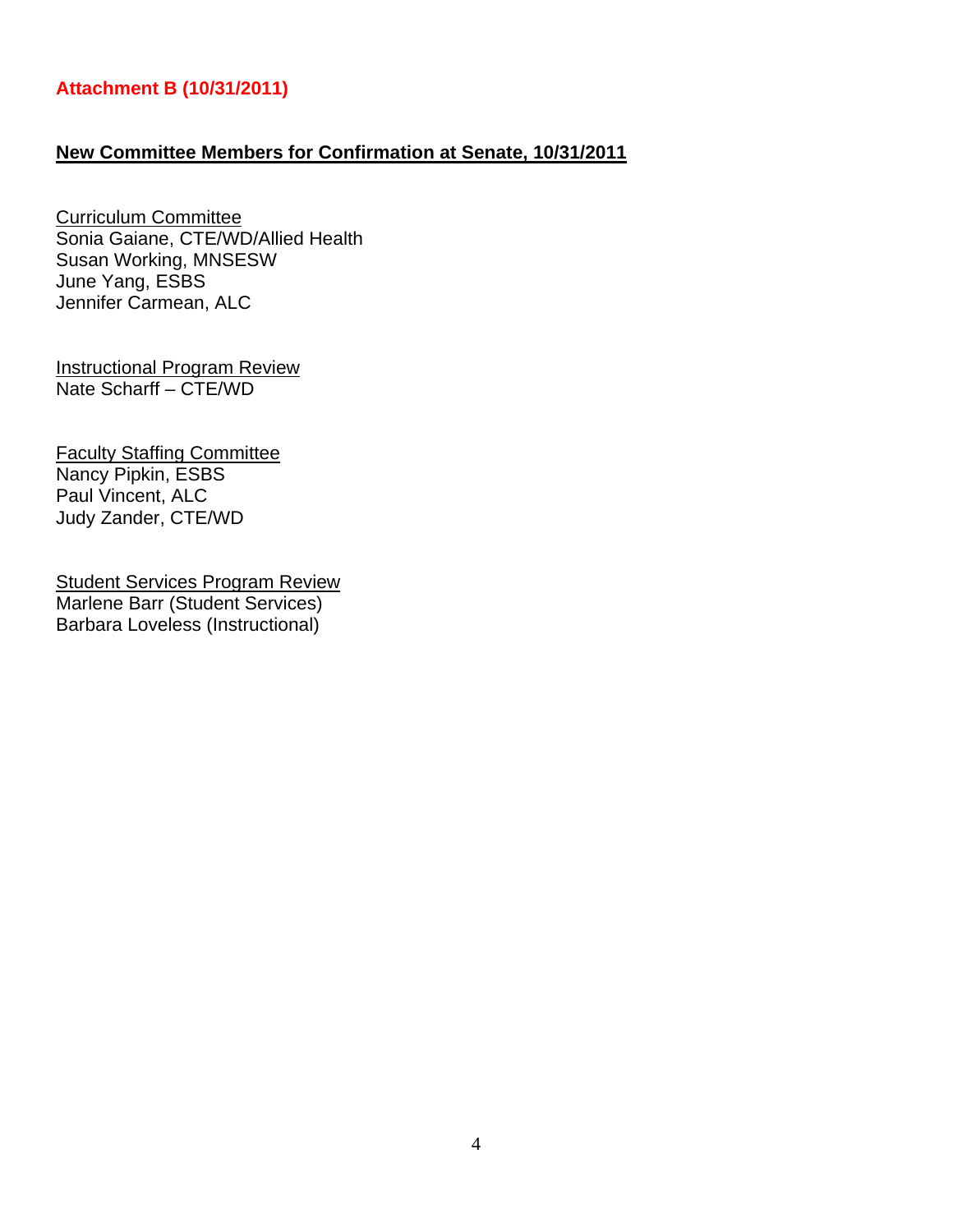**Attachment B (10/31/2011)**

## New Committee Members for Confirmation at Senate, 10/31/2011

Curriculum Committee
Sonia Gaiane, CTE/WD/Allied Health
Susan Working, MNSESW
June Yang, ESBS
Jennifer Carmean, ALC

Instructional Program Review
Nate Scharff – CTE/WD

Faculty Staffing Committee
Nancy Pipkin, ESBS
Paul Vincent, ALC
Judy Zander, CTE/WD

Student Services Program Review
Marlene Barr (Student Services)
Barbara Loveless (Instructional)